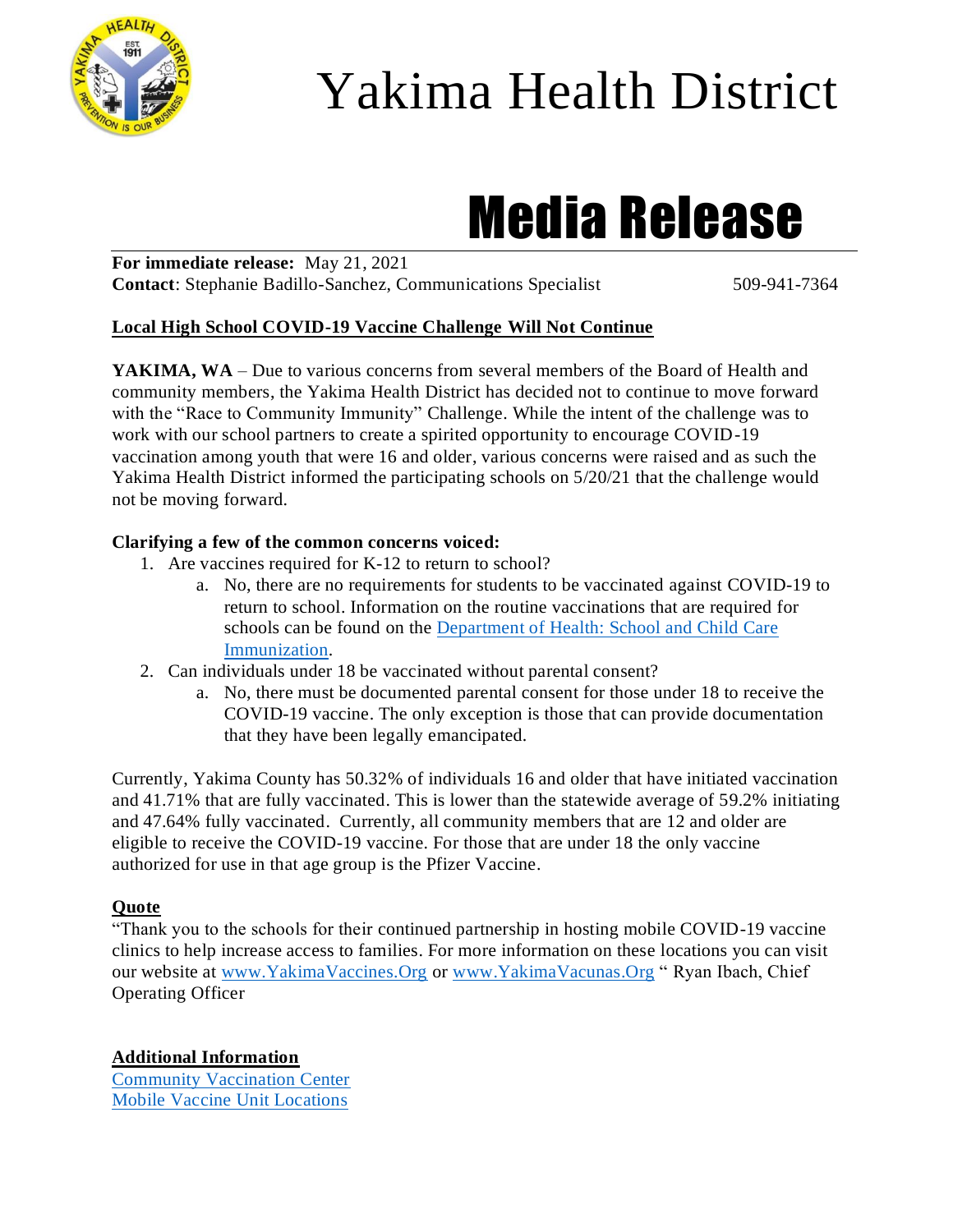# Yakima Health District

## Media Release

**For immediate release:** May 21, 2021
**Contact**: Stephanie Badillo-Sanchez, Communications Specialist 509-941-7364

**Local High School COVID-19 Vaccine Challenge Will Not Continue**

**YAKIMA, WA** – Due to various concerns from several members of the Board of Health and community members, the Yakima Health District has decided not to continue to move forward with the "Race to Community Immunity" Challenge. While the intent of the challenge was to work with our school partners to create a spirited opportunity to encourage COVID-19 vaccination among youth that were 16 and older, various concerns were raised and as such the Yakima Health District informed the participating schools on 5/20/21 that the challenge would not be moving forward.

**Clarifying a few of the common concerns voiced:**

1. Are vaccines required for K-12 to return to school?
   a. No, there are no requirements for students to be vaccinated against COVID-19 to return to school. Information on the routine vaccinations that are required for schools can be found on the Department of Health: School and Child Care Immunization.
2. Can individuals under 18 be vaccinated without parental consent?
   a. No, there must be documented parental consent for those under 18 to receive the COVID-19 vaccine. The only exception is those that can provide documentation that they have been legally emancipated.

Currently, Yakima County has 50.32% of individuals 16 and older that have initiated vaccination and 41.71% that are fully vaccinated. This is lower than the statewide average of 59.2% initiating and 47.64% fully vaccinated. Currently, all community members that are 12 and older are eligible to receive the COVID-19 vaccine. For those that are under 18 the only vaccine authorized for use in that age group is the Pfizer Vaccine.

**Quote**

"Thank you to the schools for their continued partnership in hosting mobile COVID-19 vaccine clinics to help increase access to families. For more information on these locations you can visit our website at www.YakimaVaccines.Org or www.YakimaVacunas.Org " Ryan Ibach, Chief Operating Officer

**Additional Information**

Community Vaccination Center
Mobile Vaccine Unit Locations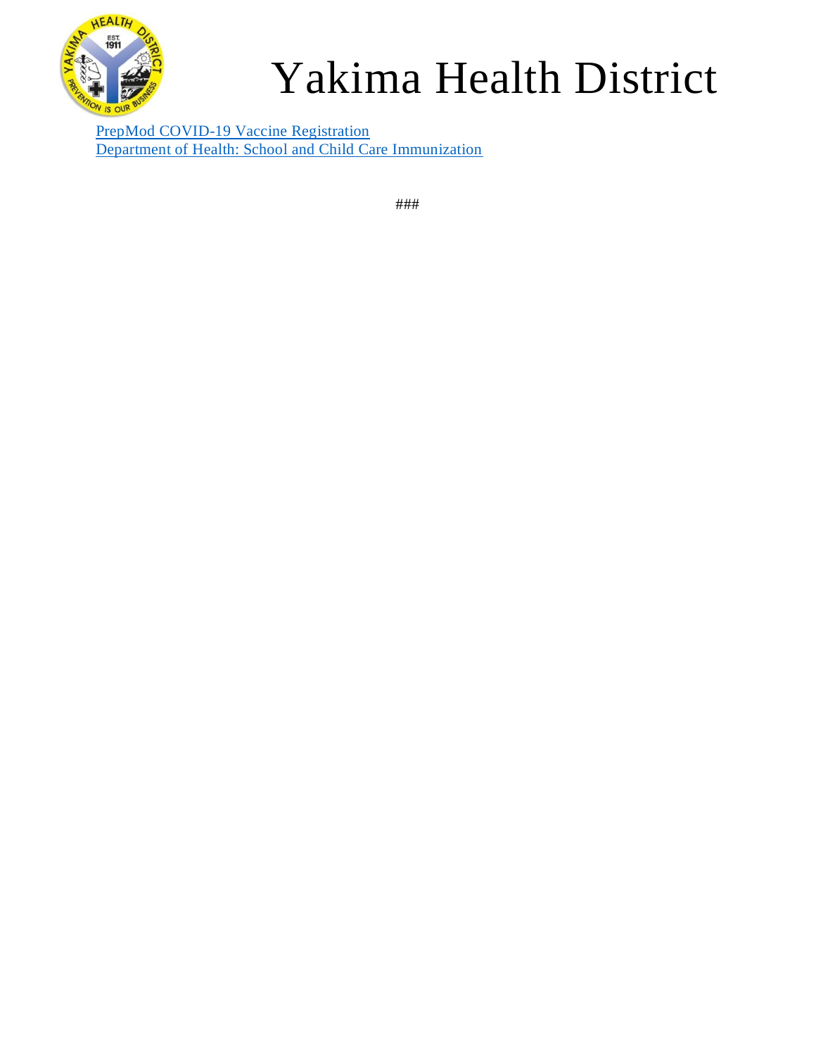PrepMod COVID-19 Vaccine Registration
Department of Health: School and Child Care Immunization

###